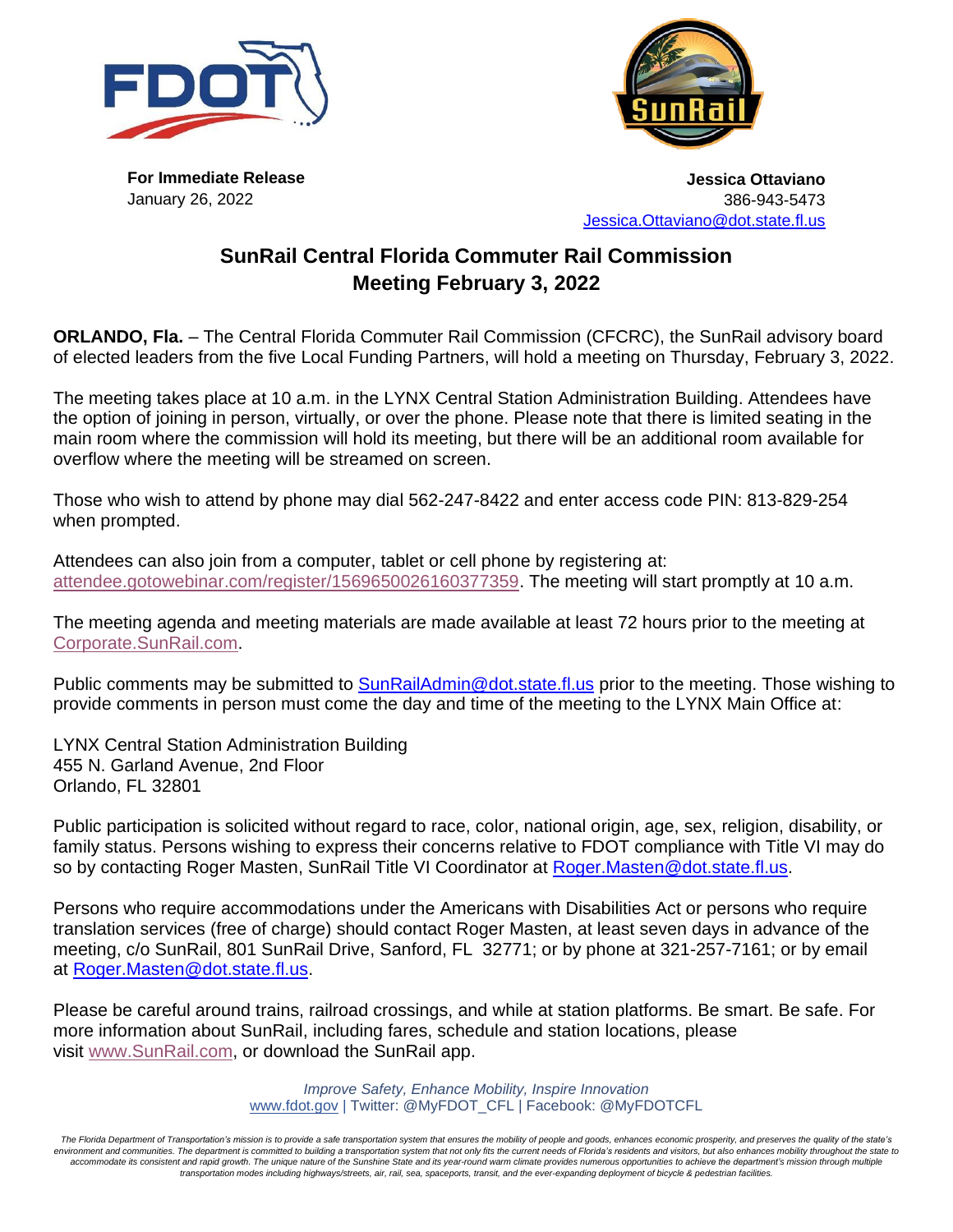**For Immediate Release**
January 26, 2022

**Jessica Ottaviano**
386-943-5473
Jessica.Ottaviano@dot.state.fl.us

# SunRail Central Florida Commuter Rail Commission Meeting February 3, 2022

**ORLANDO, Fla.** – The Central Florida Commuter Rail Commission (CFCRC), the SunRail advisory board of elected leaders from the five Local Funding Partners, will hold a meeting on Thursday, February 3, 2022.

The meeting takes place at 10 a.m. in the LYNX Central Station Administration Building. Attendees have the option of joining in person, virtually, or over the phone. Please note that there is limited seating in the main room where the commission will hold its meeting, but there will be an additional room available for overflow where the meeting will be streamed on screen.

Those who wish to attend by phone may dial 562-247-8422 and enter access code PIN: 813-829-254 when prompted.

Attendees can also join from a computer, tablet or cell phone by registering at: attendee.gotowebinar.com/register/1569650026160377359. The meeting will start promptly at 10 a.m.

The meeting agenda and meeting materials are made available at least 72 hours prior to the meeting at Corporate.SunRail.com.

Public comments may be submitted to SunRailAdmin@dot.state.fl.us prior to the meeting. Those wishing to provide comments in person must come the day and time of the meeting to the LYNX Main Office at:

LYNX Central Station Administration Building
455 N. Garland Avenue, 2nd Floor
Orlando, FL 32801

Public participation is solicited without regard to race, color, national origin, age, sex, religion, disability, or family status. Persons wishing to express their concerns relative to FDOT compliance with Title VI may do so by contacting Roger Masten, SunRail Title VI Coordinator at Roger.Masten@dot.state.fl.us.

Persons who require accommodations under the Americans with Disabilities Act or persons who require translation services (free of charge) should contact Roger Masten, at least seven days in advance of the meeting, c/o SunRail, 801 SunRail Drive, Sanford, FL 32771; or by phone at 321-257-7161; or by email at Roger.Masten@dot.state.fl.us.

Please be careful around trains, railroad crossings, and while at station platforms. Be smart. Be safe. For more information about SunRail, including fares, schedule and station locations, please visit www.SunRail.com, or download the SunRail app.

*Improve Safety, Enhance Mobility, Inspire Innovation*
www.fdot.gov | Twitter: @MyFDOT_CFL | Facebook: @MyFDOTCFL

*The Florida Department of Transportation's mission is to provide a safe transportation system that ensures the mobility of people and goods, enhances economic prosperity, and preserves the quality of the state's environment and communities. The department is committed to building a transportation system that not only fits the current needs of Florida's residents and visitors, but also enhances mobility throughout the state to accommodate its consistent and rapid growth. The unique nature of the Sunshine State and its year-round warm climate provides numerous opportunities to achieve the department's mission through multiple transportation modes including highways/streets, air, rail, sea, spaceports, transit, and the ever-expanding deployment of bicycle & pedestrian facilities.*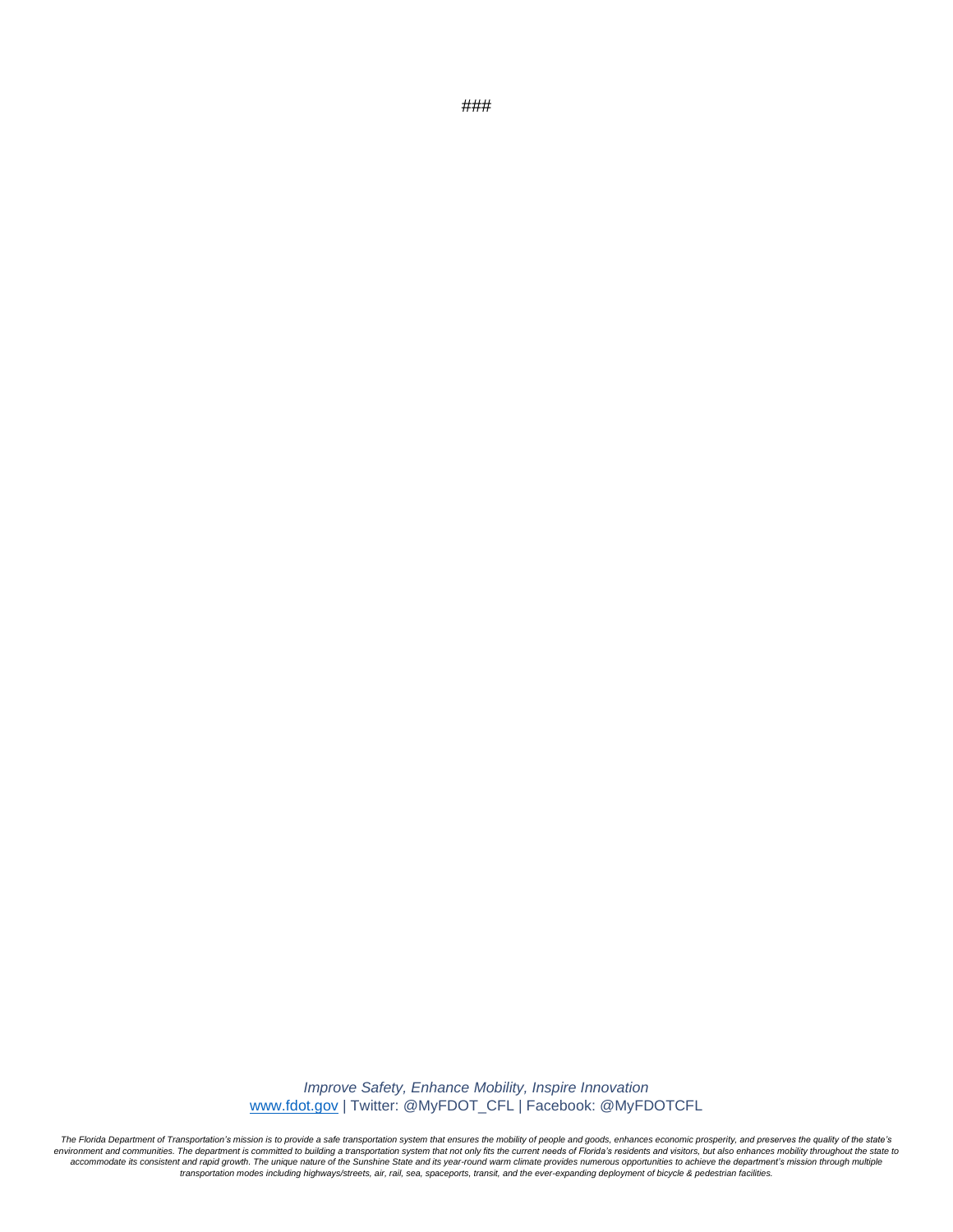###

*Improve Safety, Enhance Mobility, Inspire Innovation*
[www.fdot.gov](http://www.fdot.gov) | Twitter: @MyFDOT_CFL | Facebook: @MyFDOTCFL

*The Florida Department of Transportation's mission is to provide a safe transportation system that ensures the mobility of people and goods, enhances economic prosperity, and preserves the quality of the state's environment and communities. The department is committed to building a transportation system that not only fits the current needs of Florida's residents and visitors, but also enhances mobility throughout the state to accommodate its consistent and rapid growth. The unique nature of the Sunshine State and its year-round warm climate provides numerous opportunities to achieve the department's mission through multiple transportation modes including highways/streets, air, rail, sea, spaceports, transit, and the ever-expanding deployment of bicycle & pedestrian facilities.*